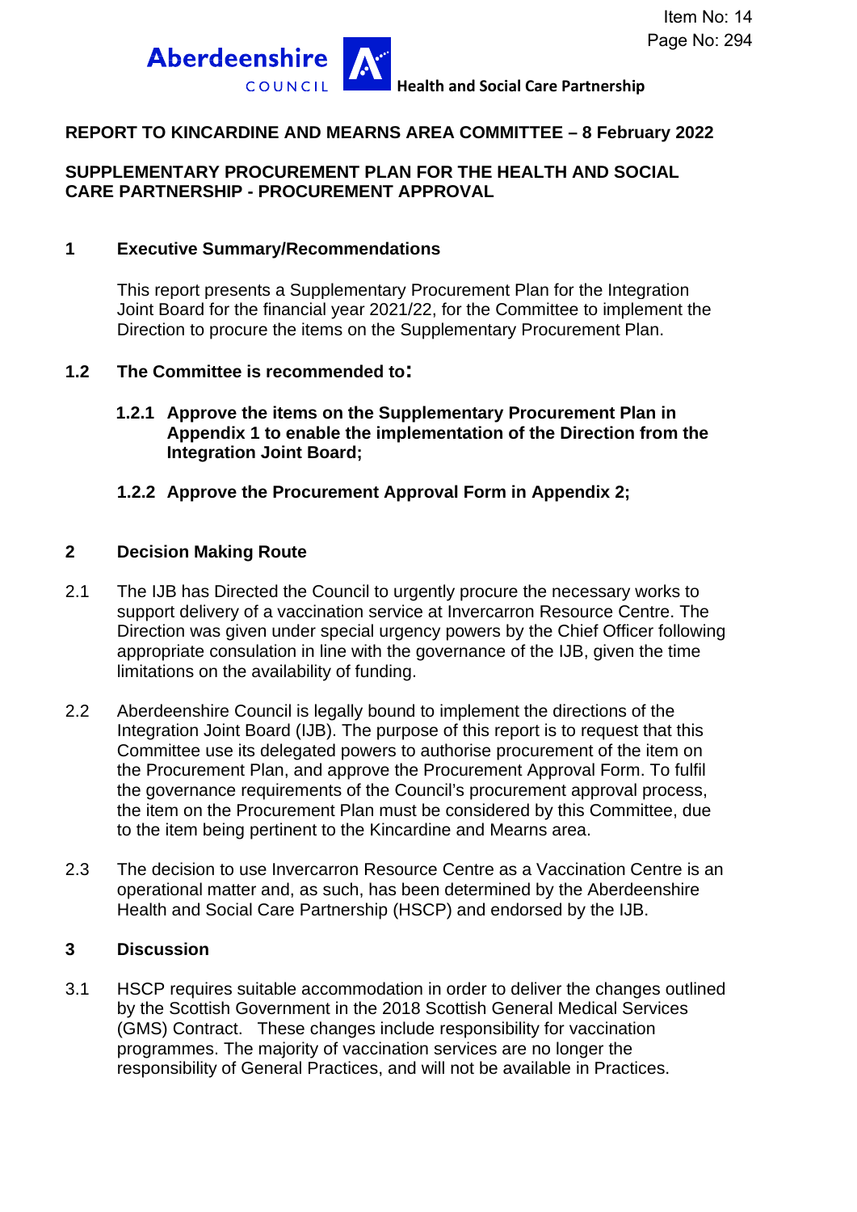Health and Social Care Partnership

**REPORT TO KINCARDINE AND MEARNS AREA COMMITTEE – 8 February 2022**

**SUPPLEMENTARY PROCUREMENT PLAN FOR THE HEALTH AND SOCIAL CARE PARTNERSHIP - PROCUREMENT APPROVAL**

## 1 Executive Summary/Recommendations

This report presents a Supplementary Procurement Plan for the Integration Joint Board for the financial year 2021/22, for the Committee to implement the Direction to procure the items on the Supplementary Procurement Plan.

### 1.2 The Committee is recommended to:

**1.2.1 Approve the items on the Supplementary Procurement Plan in Appendix 1 to enable the implementation of the Direction from the Integration Joint Board;**

**1.2.2 Approve the Procurement Approval Form in Appendix 2;**

## 2 Decision Making Route

2.1 The IJB has Directed the Council to urgently procure the necessary works to support delivery of a vaccination service at Invercarron Resource Centre. The Direction was given under special urgency powers by the Chief Officer following appropriate consulation in line with the governance of the IJB, given the time limitations on the availability of funding.

2.2 Aberdeenshire Council is legally bound to implement the directions of the Integration Joint Board (IJB). The purpose of this report is to request that this Committee use its delegated powers to authorise procurement of the item on the Procurement Plan, and approve the Procurement Approval Form. To fulfil the governance requirements of the Council's procurement approval process, the item on the Procurement Plan must be considered by this Committee, due to the item being pertinent to the Kincardine and Mearns area.

2.3 The decision to use Invercarron Resource Centre as a Vaccination Centre is an operational matter and, as such, has been determined by the Aberdeenshire Health and Social Care Partnership (HSCP) and endorsed by the IJB.

## 3 Discussion

3.1 HSCP requires suitable accommodation in order to deliver the changes outlined by the Scottish Government in the 2018 Scottish General Medical Services (GMS) Contract. These changes include responsibility for vaccination programmes. The majority of vaccination services are no longer the responsibility of General Practices, and will not be available in Practices.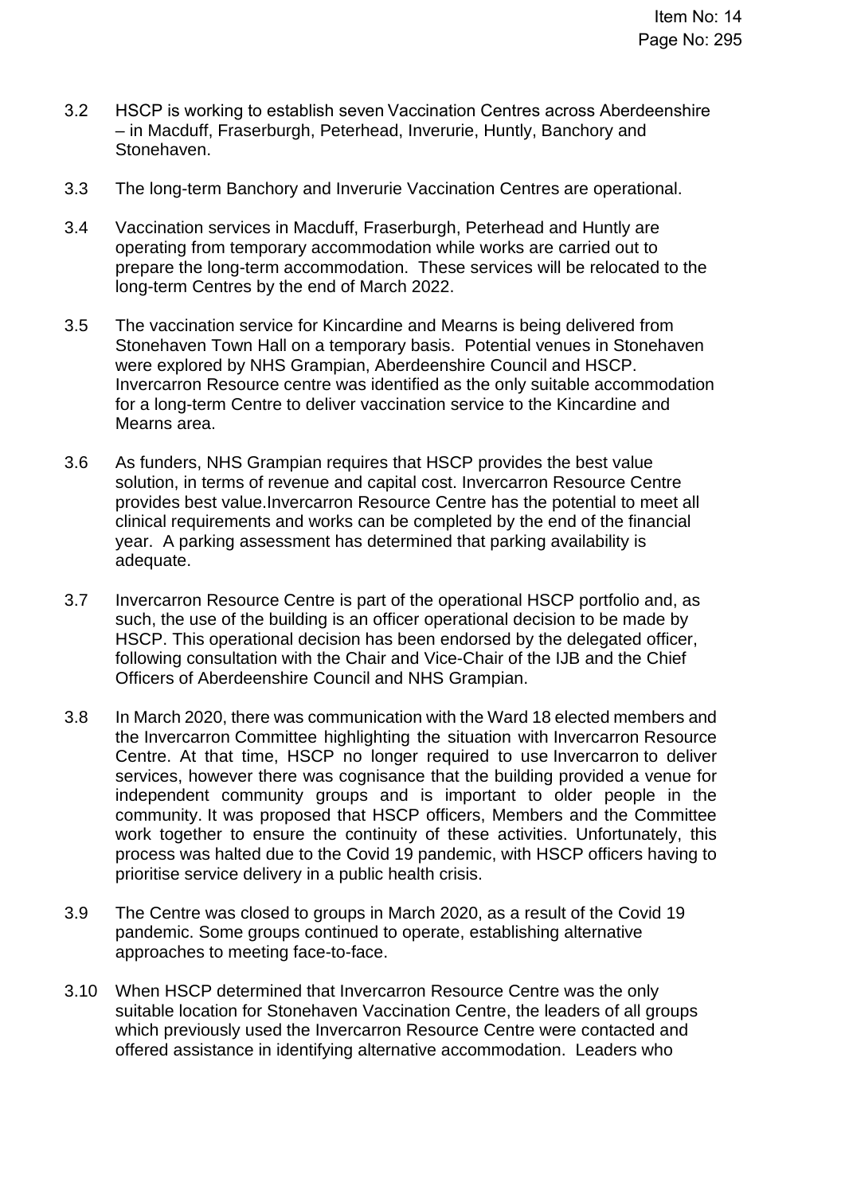3.2 HSCP is working to establish seven Vaccination Centres across Aberdeenshire – in Macduff, Fraserburgh, Peterhead, Inverurie, Huntly, Banchory and Stonehaven.

3.3 The long-term Banchory and Inverurie Vaccination Centres are operational.

3.4 Vaccination services in Macduff, Fraserburgh, Peterhead and Huntly are operating from temporary accommodation while works are carried out to prepare the long-term accommodation. These services will be relocated to the long-term Centres by the end of March 2022.

3.5 The vaccination service for Kincardine and Mearns is being delivered from Stonehaven Town Hall on a temporary basis. Potential venues in Stonehaven were explored by NHS Grampian, Aberdeenshire Council and HSCP. Invercarron Resource centre was identified as the only suitable accommodation for a long-term Centre to deliver vaccination service to the Kincardine and Mearns area.

3.6 As funders, NHS Grampian requires that HSCP provides the best value solution, in terms of revenue and capital cost. Invercarron Resource Centre provides best value.Invercarron Resource Centre has the potential to meet all clinical requirements and works can be completed by the end of the financial year. A parking assessment has determined that parking availability is adequate.

3.7 Invercarron Resource Centre is part of the operational HSCP portfolio and, as such, the use of the building is an officer operational decision to be made by HSCP. This operational decision has been endorsed by the delegated officer, following consultation with the Chair and Vice-Chair of the IJB and the Chief Officers of Aberdeenshire Council and NHS Grampian.

3.8 In March 2020, there was communication with the Ward 18 elected members and the Invercarron Committee highlighting the situation with Invercarron Resource Centre. At that time, HSCP no longer required to use Invercarron to deliver services, however there was cognisance that the building provided a venue for independent community groups and is important to older people in the community. It was proposed that HSCP officers, Members and the Committee work together to ensure the continuity of these activities. Unfortunately, this process was halted due to the Covid 19 pandemic, with HSCP officers having to prioritise service delivery in a public health crisis.

3.9 The Centre was closed to groups in March 2020, as a result of the Covid 19 pandemic. Some groups continued to operate, establishing alternative approaches to meeting face-to-face.

3.10 When HSCP determined that Invercarron Resource Centre was the only suitable location for Stonehaven Vaccination Centre, the leaders of all groups which previously used the Invercarron Resource Centre were contacted and offered assistance in identifying alternative accommodation. Leaders who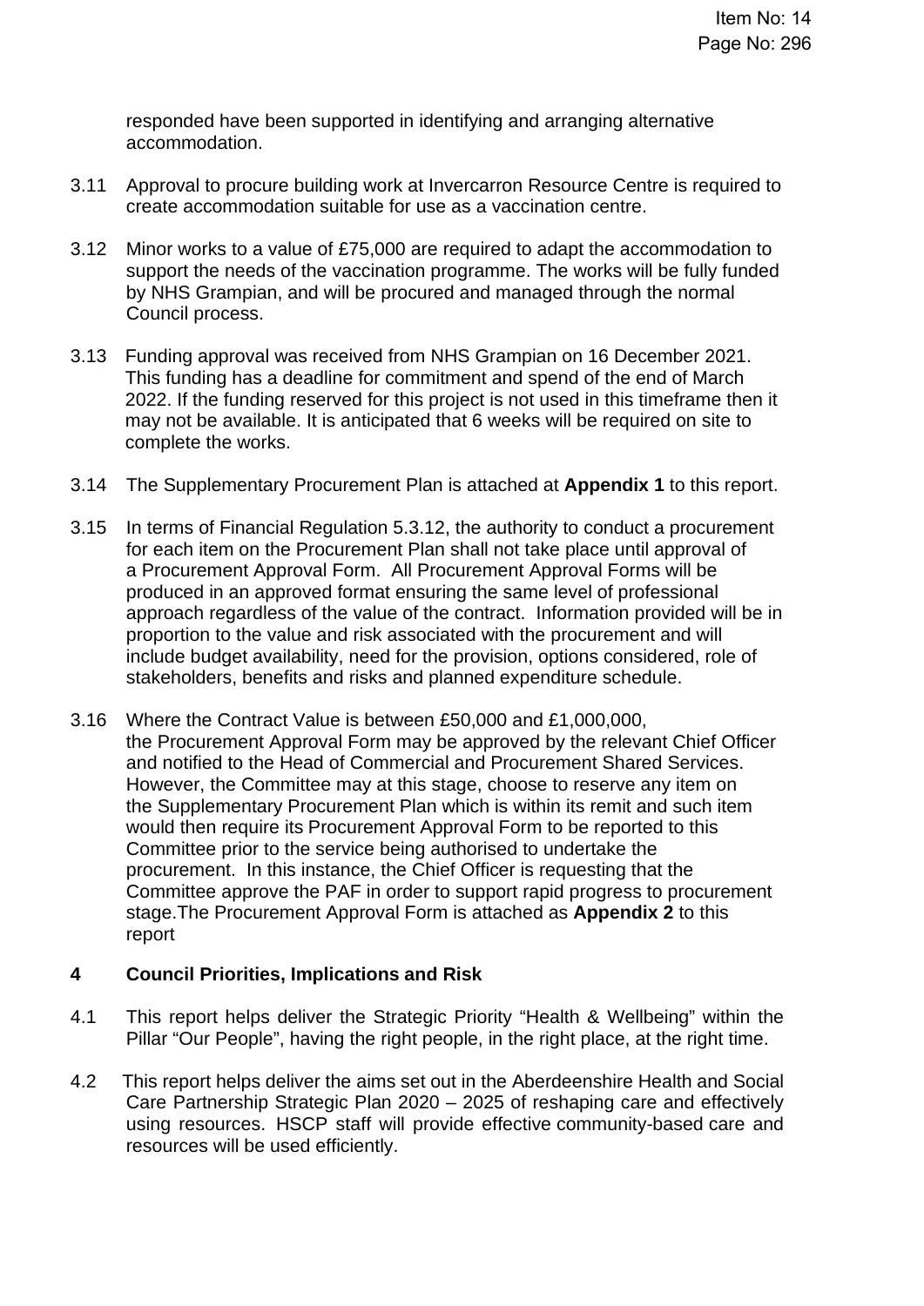responded have been supported in identifying and arranging alternative accommodation.

3.11 Approval to procure building work at Invercarron Resource Centre is required to create accommodation suitable for use as a vaccination centre.

3.12 Minor works to a value of £75,000 are required to adapt the accommodation to support the needs of the vaccination programme. The works will be fully funded by NHS Grampian, and will be procured and managed through the normal Council process.

3.13 Funding approval was received from NHS Grampian on 16 December 2021. This funding has a deadline for commitment and spend of the end of March 2022. If the funding reserved for this project is not used in this timeframe then it may not be available. It is anticipated that 6 weeks will be required on site to complete the works.

3.14 The Supplementary Procurement Plan is attached at **Appendix 1** to this report.

3.15 In terms of Financial Regulation 5.3.12, the authority to conduct a procurement for each item on the Procurement Plan shall not take place until approval of a Procurement Approval Form. All Procurement Approval Forms will be produced in an approved format ensuring the same level of professional approach regardless of the value of the contract. Information provided will be in proportion to the value and risk associated with the procurement and will include budget availability, need for the provision, options considered, role of stakeholders, benefits and risks and planned expenditure schedule.

3.16 Where the Contract Value is between £50,000 and £1,000,000, the Procurement Approval Form may be approved by the relevant Chief Officer and notified to the Head of Commercial and Procurement Shared Services. However, the Committee may at this stage, choose to reserve any item on the Supplementary Procurement Plan which is within its remit and such item would then require its Procurement Approval Form to be reported to this Committee prior to the service being authorised to undertake the procurement. In this instance, the Chief Officer is requesting that the Committee approve the PAF in order to support rapid progress to procurement stage.The Procurement Approval Form is attached as **Appendix 2** to this report

## 4 Council Priorities, Implications and Risk

4.1 This report helps deliver the Strategic Priority "Health & Wellbeing" within the Pillar "Our People", having the right people, in the right place, at the right time.

4.2 This report helps deliver the aims set out in the Aberdeenshire Health and Social Care Partnership Strategic Plan 2020 – 2025 of reshaping care and effectively using resources. HSCP staff will provide effective community-based care and resources will be used efficiently.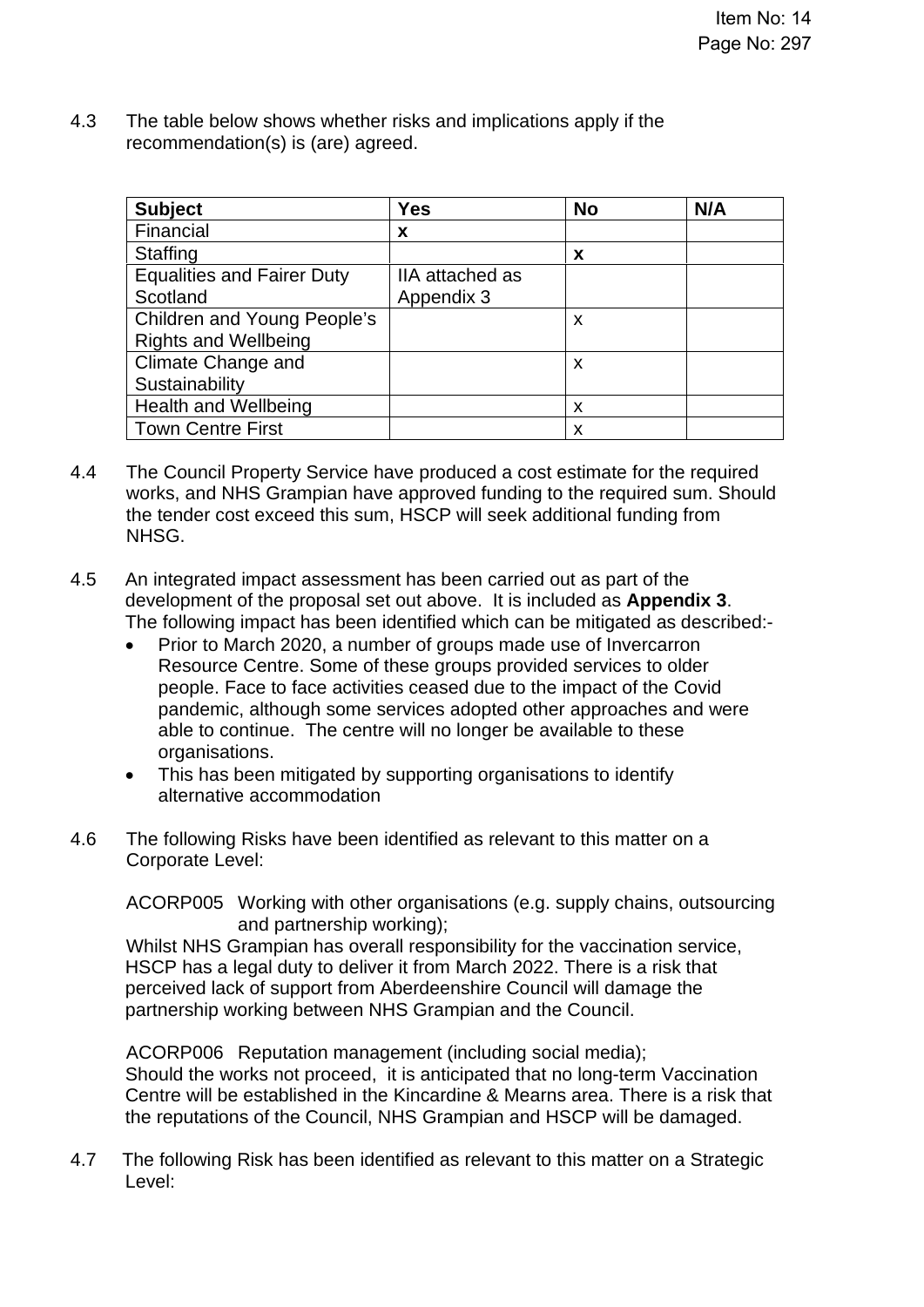4.3 The table below shows whether risks and implications apply if the recommendation(s) is (are) agreed.

| **Subject** | **Yes** | **No** | **N/A** |
|---|---|---|---|
| Financial | **x** | | |
| Staffing | | **x** | |
| Equalities and Fairer Duty Scotland | IIA attached as Appendix 3 | | |
| Children and Young People's Rights and Wellbeing | | x | |
| Climate Change and Sustainability | | x | |
| Health and Wellbeing | | x | |
| Town Centre First | | x | |

4.4 The Council Property Service have produced a cost estimate for the required works, and NHS Grampian have approved funding to the required sum. Should the tender cost exceed this sum, HSCP will seek additional funding from NHSG.

4.5 An integrated impact assessment has been carried out as part of the development of the proposal set out above. It is included as **Appendix 3**. The following impact has been identified which can be mitigated as described:-

- Prior to March 2020, a number of groups made use of Invercarron Resource Centre. Some of these groups provided services to older people. Face to face activities ceased due to the impact of the Covid pandemic, although some services adopted other approaches and were able to continue. The centre will no longer be available to these organisations.
- This has been mitigated by supporting organisations to identify alternative accommodation

4.6 The following Risks have been identified as relevant to this matter on a Corporate Level:

ACORP005 Working with other organisations (e.g. supply chains, outsourcing and partnership working);
Whilst NHS Grampian has overall responsibility for the vaccination service, HSCP has a legal duty to deliver it from March 2022. There is a risk that perceived lack of support from Aberdeenshire Council will damage the partnership working between NHS Grampian and the Council.

ACORP006 Reputation management (including social media);
Should the works not proceed, it is anticipated that no long-term Vaccination Centre will be established in the Kincardine & Mearns area. There is a risk that the reputations of the Council, NHS Grampian and HSCP will be damaged.

4.7 The following Risk has been identified as relevant to this matter on a Strategic Level: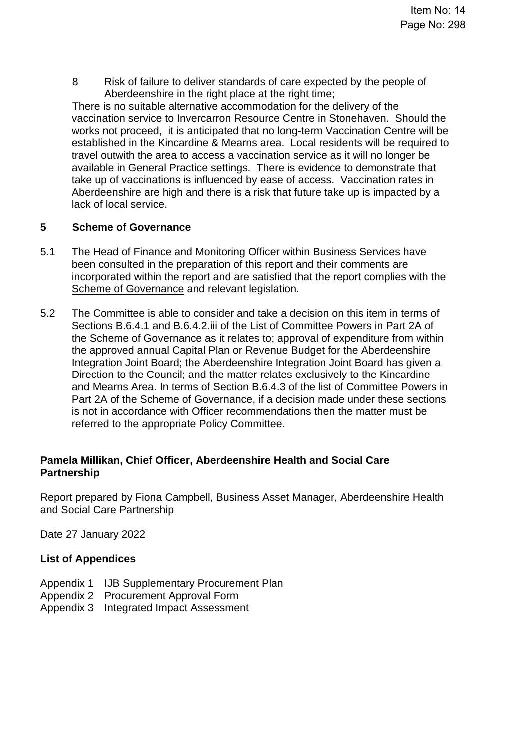8 Risk of failure to deliver standards of care expected by the people of Aberdeenshire in the right place at the right time;

There is no suitable alternative accommodation for the delivery of the vaccination service to Invercarron Resource Centre in Stonehaven. Should the works not proceed, it is anticipated that no long-term Vaccination Centre will be established in the Kincardine & Mearns area. Local residents will be required to travel outwith the area to access a vaccination service as it will no longer be available in General Practice settings. There is evidence to demonstrate that take up of vaccinations is influenced by ease of access. Vaccination rates in Aberdeenshire are high and there is a risk that future take up is impacted by a lack of local service.

## 5 Scheme of Governance

5.1 The Head of Finance and Monitoring Officer within Business Services have been consulted in the preparation of this report and their comments are incorporated within the report and are satisfied that the report complies with the Scheme of Governance and relevant legislation.

5.2 The Committee is able to consider and take a decision on this item in terms of Sections B.6.4.1 and B.6.4.2.iii of the List of Committee Powers in Part 2A of the Scheme of Governance as it relates to; approval of expenditure from within the approved annual Capital Plan or Revenue Budget for the Aberdeenshire Integration Joint Board; the Aberdeenshire Integration Joint Board has given a Direction to the Council; and the matter relates exclusively to the Kincardine and Mearns Area. In terms of Section B.6.4.3 of the list of Committee Powers in Part 2A of the Scheme of Governance, if a decision made under these sections is not in accordance with Officer recommendations then the matter must be referred to the appropriate Policy Committee.

**Pamela Millikan, Chief Officer, Aberdeenshire Health and Social Care Partnership**

Report prepared by Fiona Campbell, Business Asset Manager, Aberdeenshire Health and Social Care Partnership

Date 27 January 2022

**List of Appendices**

Appendix 1 IJB Supplementary Procurement Plan
Appendix 2 Procurement Approval Form
Appendix 3 Integrated Impact Assessment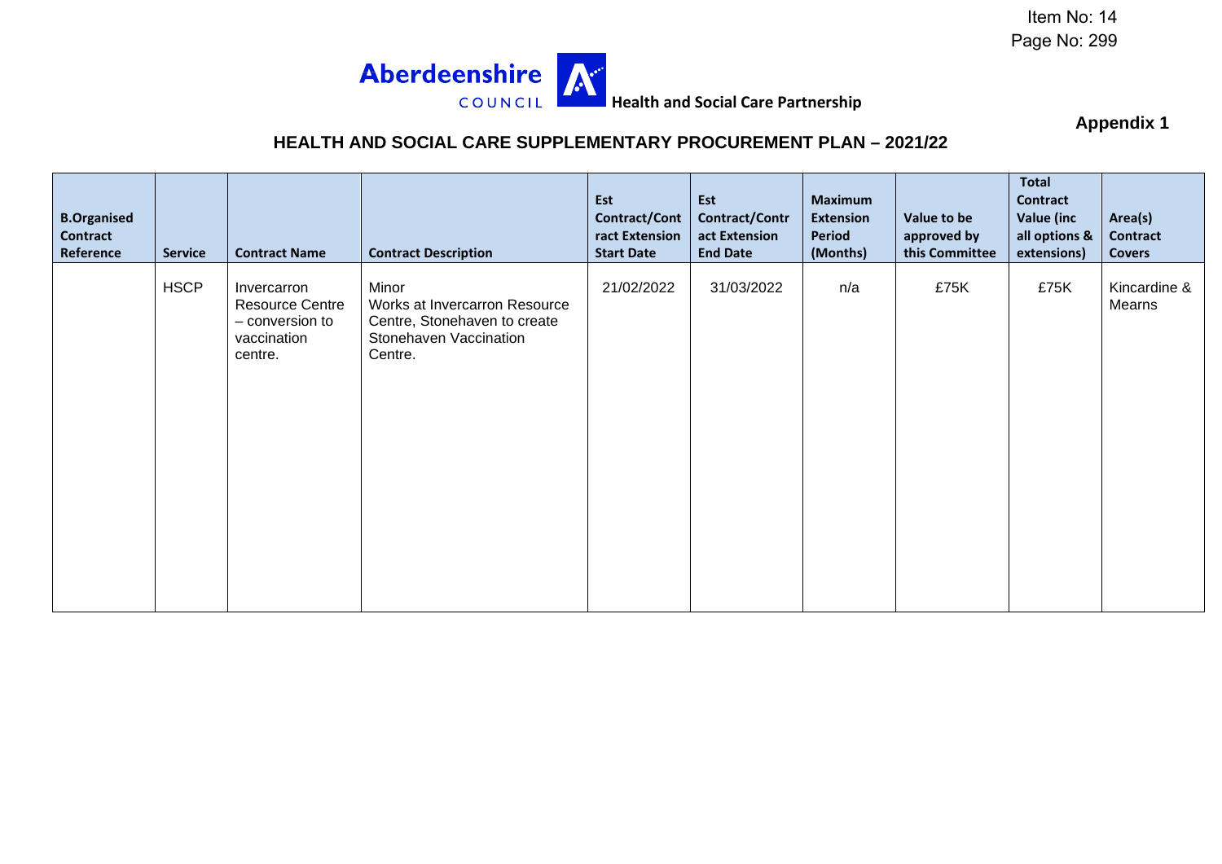Item No: 14
Page No: 299

**Aberdeenshire COUNCIL** **Health and Social Care Partnership**

**Appendix 1**

## HEALTH AND SOCIAL CARE SUPPLEMENTARY PROCUREMENT PLAN – 2021/22

| B.Organised Contract Reference | Service | Contract Name | Contract Description | Est Contract/Contract Extension Start Date | Est Contract/Contract Extension End Date | Maximum Extension Period (Months) | Value to be approved by this Committee | Total Contract Value (inc all options & extensions) | Area(s) Contract Covers |
|---|---|---|---|---|---|---|---|---|---|
| | HSCP | Invercarron Resource Centre – conversion to vaccination centre. | Minor Works at Invercarron Resource Centre, Stonehaven to create Stonehaven Vaccination Centre. | 21/02/2022 | 31/03/2022 | n/a | £75K | £75K | Kincardine & Mearns |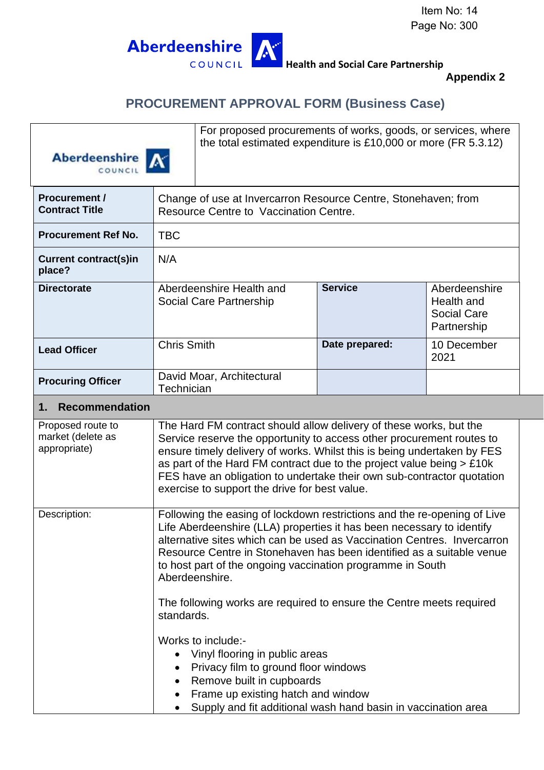Item No: 14
Page No: 300

Aberdeenshire COUNCIL Health and Social Care Partnership

**Appendix 2**

## PROCUREMENT APPROVAL FORM (Business Case)

| Aberdeenshire COUNCIL | For proposed procurements of works, goods, or services, where the total estimated expenditure is £10,000 or more (FR 5.3.12) | | |
|---|---|---|---|
| **Procurement / Contract Title** | Change of use at Invercarron Resource Centre, Stonehaven; from Resource Centre to Vaccination Centre. | | |
| **Procurement Ref No.** | TBC | | |
| **Current contract(s)in place?** | N/A | | |
| **Directorate** | Aberdeenshire Health and Social Care Partnership | **Service** | Aberdeenshire Health and Social Care Partnership |
| **Lead Officer** | Chris Smith | **Date prepared:** | 10 December 2021 |
| **Procuring Officer** | David Moar, Architectural Technician | | |

### 1. Recommendation

| | |
|---|---|
| Proposed route to market (delete as appropriate) | The Hard FM contract should allow delivery of these works, but the Service reserve the opportunity to access other procurement routes to ensure timely delivery of works. Whilst this is being undertaken by FES as part of the Hard FM contract due to the project value being > £10k FES have an obligation to undertake their own sub-contractor quotation exercise to support the drive for best value. |
| Description: | Following the easing of lockdown restrictions and the re-opening of Live Life Aberdeenshire (LLA) properties it has been necessary to identify alternative sites which can be used as Vaccination Centres. Invercarron Resource Centre in Stonehaven has been identified as a suitable venue to host part of the ongoing vaccination programme in South Aberdeenshire.<br><br>The following works are required to ensure the Centre meets required standards.<br><br>Works to include:-<br>• Vinyl flooring in public areas<br>• Privacy film to ground floor windows<br>• Remove built in cupboards<br>• Frame up existing hatch and window<br>• Supply and fit additional wash hand basin in vaccination area |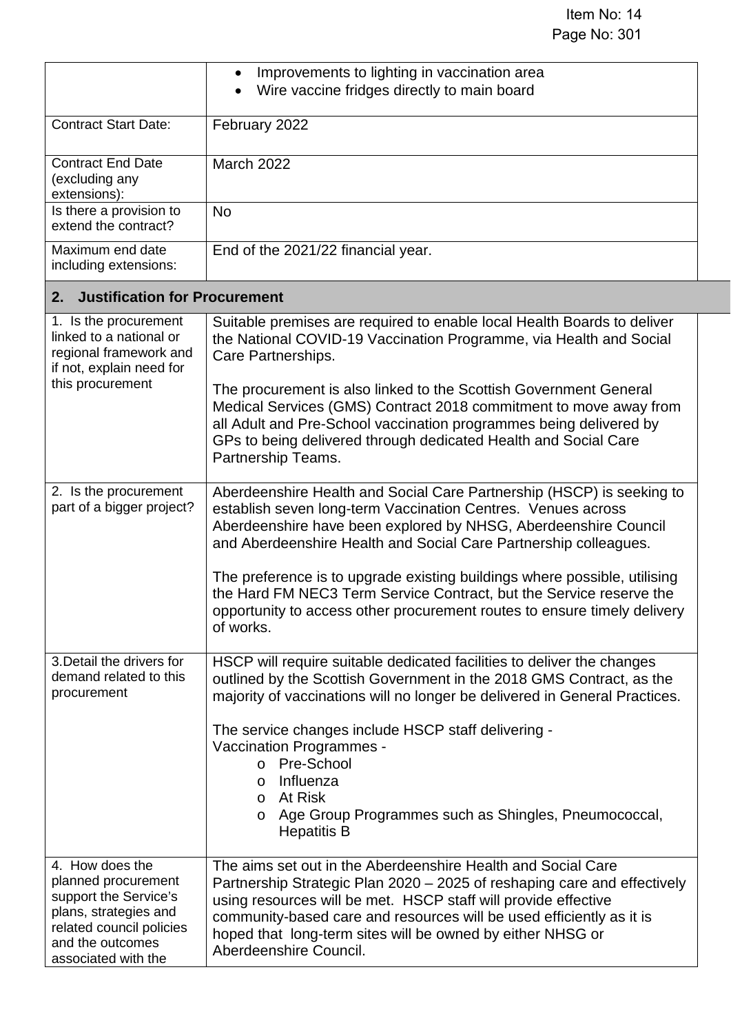|  |  |
|---|---|
|  | • Improvements to lighting in vaccination area<br>• Wire vaccine fridges directly to main board |
| Contract Start Date: | February 2022 |
| Contract End Date (excluding any extensions): | March 2022 |
| Is there a provision to extend the contract? | No |
| Maximum end date including extensions: | End of the 2021/22 financial year. |

## 2. Justification for Procurement

|  |  |
|---|---|
| 1. Is the procurement linked to a national or regional framework and if not, explain need for this procurement | Suitable premises are required to enable local Health Boards to deliver the National COVID-19 Vaccination Programme, via Health and Social Care Partnerships.<br><br>The procurement is also linked to the Scottish Government General Medical Services (GMS) Contract 2018 commitment to move away from all Adult and Pre-School vaccination programmes being delivered by GPs to being delivered through dedicated Health and Social Care Partnership Teams. |
| 2. Is the procurement part of a bigger project? | Aberdeenshire Health and Social Care Partnership (HSCP) is seeking to establish seven long-term Vaccination Centres. Venues across Aberdeenshire have been explored by NHSG, Aberdeenshire Council and Aberdeenshire Health and Social Care Partnership colleagues.<br><br>The preference is to upgrade existing buildings where possible, utilising the Hard FM NEC3 Term Service Contract, but the Service reserve the opportunity to access other procurement routes to ensure timely delivery of works. |
| 3. Detail the drivers for demand related to this procurement | HSCP will require suitable dedicated facilities to deliver the changes outlined by the Scottish Government in the 2018 GMS Contract, as the majority of vaccinations will no longer be delivered in General Practices.<br><br>The service changes include HSCP staff delivering -<br>Vaccination Programmes -<br>o Pre-School<br>o Influenza<br>o At Risk<br>o Age Group Programmes such as Shingles, Pneumococcal, Hepatitis B |
| 4. How does the planned procurement support the Service's plans, strategies and related council policies and the outcomes associated with the | The aims set out in the Aberdeenshire Health and Social Care Partnership Strategic Plan 2020 – 2025 of reshaping care and effectively using resources will be met. HSCP staff will provide effective community-based care and resources will be used efficiently as it is hoped that long-term sites will be owned by either NHSG or Aberdeenshire Council. |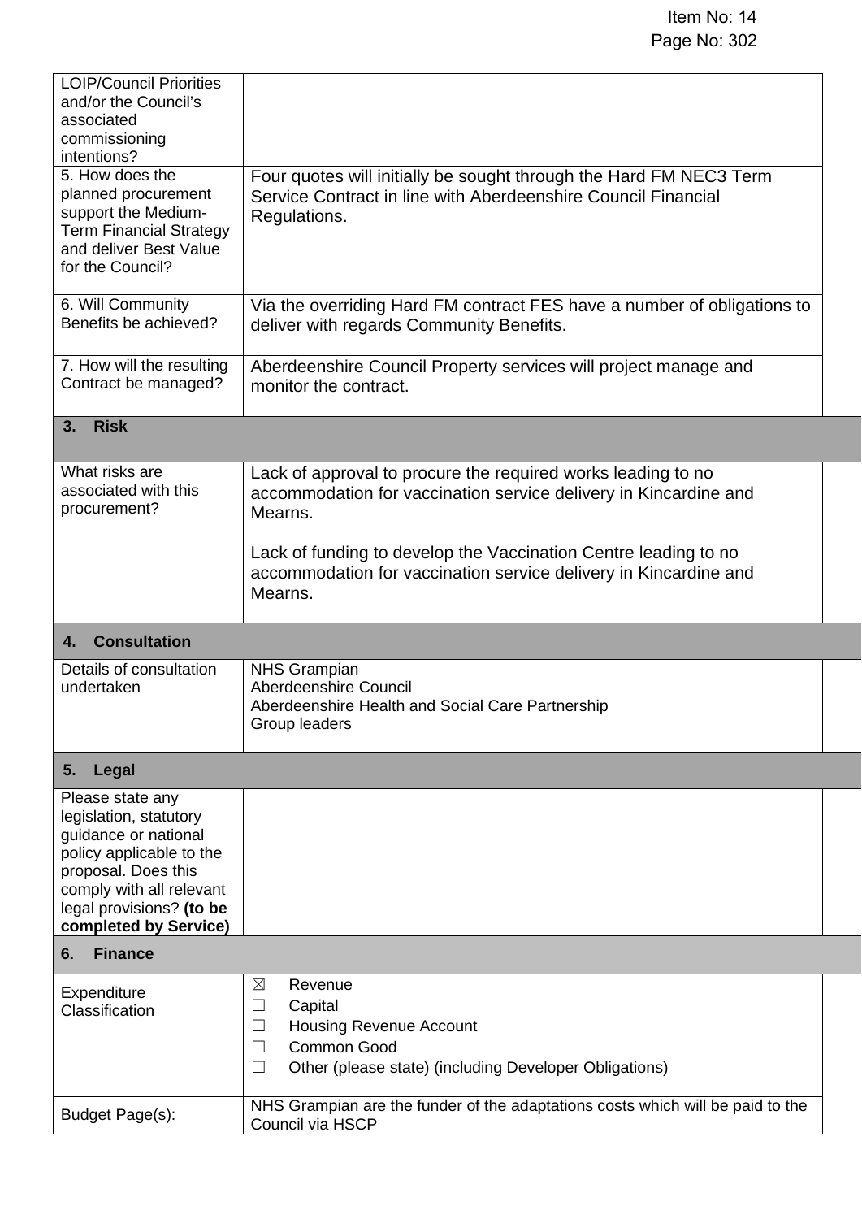| | |
|---|---|
| LOIP/Council Priorities and/or the Council's associated commissioning intentions? | |
| 5. How does the planned procurement support the Medium-Term Financial Strategy and deliver Best Value for the Council? | Four quotes will initially be sought through the Hard FM NEC3 Term Service Contract in line with Aberdeenshire Council Financial Regulations. |
| 6. Will Community Benefits be achieved? | Via the overriding Hard FM contract FES have a number of obligations to deliver with regards Community Benefits. |
| 7. How will the resulting Contract be managed? | Aberdeenshire Council Property services will project manage and monitor the contract. |
| **3. Risk** | |
| What risks are associated with this procurement? | Lack of approval to procure the required works leading to no accommodation for vaccination service delivery in Kincardine and Mearns.<br><br>Lack of funding to develop the Vaccination Centre leading to no accommodation for vaccination service delivery in Kincardine and Mearns. |
| **4. Consultation** | |
| Details of consultation undertaken | NHS Grampian<br>Aberdeenshire Council<br>Aberdeenshire Health and Social Care Partnership<br>Group leaders |
| **5. Legal** | |
| Please state any legislation, statutory guidance or national policy applicable to the proposal. Does this comply with all relevant legal provisions? **(to be completed by Service)** | |
| **6. Finance** | |
| Expenditure Classification | ☒ Revenue<br>☐ Capital<br>☐ Housing Revenue Account<br>☐ Common Good<br>☐ Other (please state) (including Developer Obligations) |
| Budget Page(s): | NHS Grampian are the funder of the adaptations costs which will be paid to the Council via HSCP |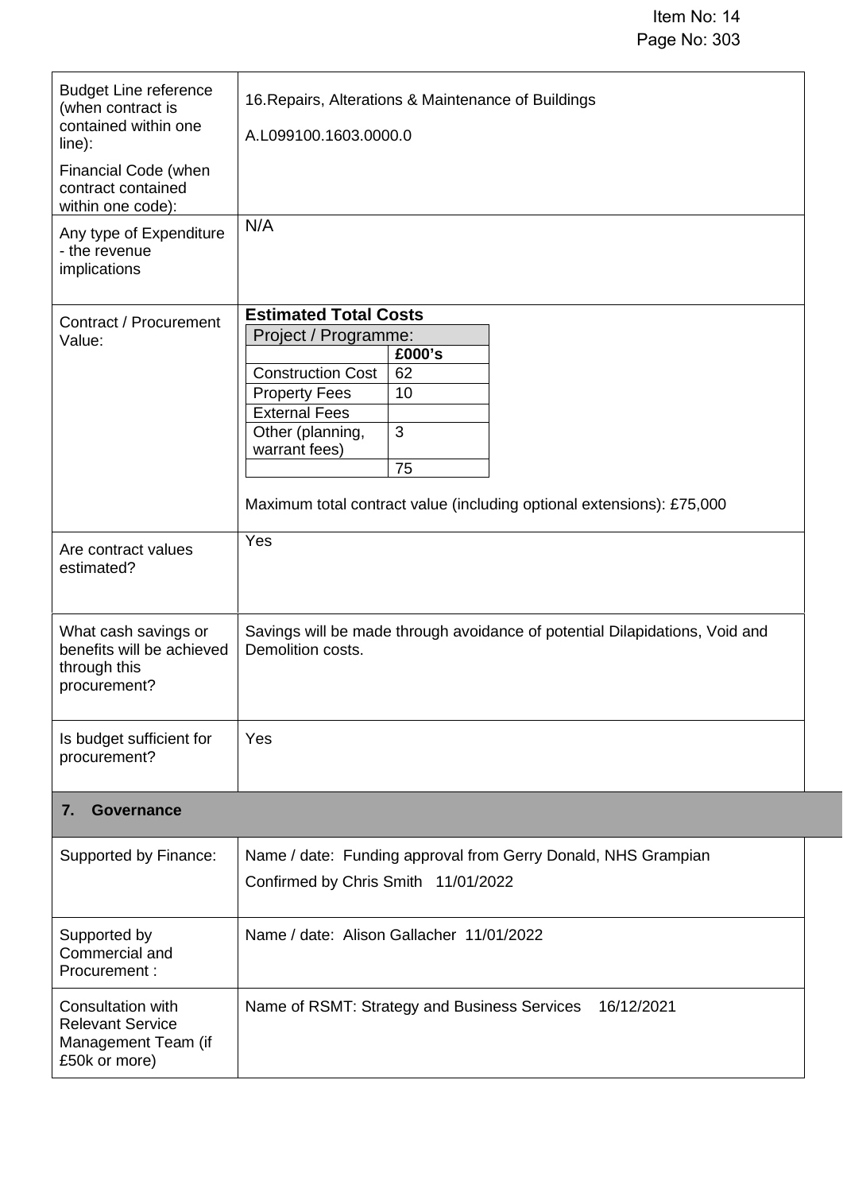| | |
|---|---|
| Budget Line reference (when contract is contained within one line):<br><br>Financial Code (when contract contained within one code): | 16.Repairs, Alterations & Maintenance of Buildings<br><br>A.L099100.1603.0000.0 |
| Any type of Expenditure - the revenue implications | N/A |
| Contract / Procurement Value: | **Estimated Total Costs**<br><br>Project / Programme:<br><br>£000's<br>Construction Cost: 62<br>Property Fees: 10<br>External Fees:<br>Other (planning, warrant fees): 3<br>Total: 75<br><br>Maximum total contract value (including optional extensions): £75,000 |
| Are contract values estimated? | Yes |
| What cash savings or benefits will be achieved through this procurement? | Savings will be made through avoidance of potential Dilapidations, Void and Demolition costs. |
| Is budget sufficient for procurement? | Yes |

## 7. Governance

| | |
|---|---|
| Supported by Finance: | Name / date: Funding approval from Gerry Donald, NHS Grampian<br><br>Confirmed by Chris Smith 11/01/2022 |
| Supported by Commercial and Procurement : | Name / date: Alison Gallacher 11/01/2022 |
| Consultation with Relevant Service Management Team (if £50k or more) | Name of RSMT: Strategy and Business Services 16/12/2021 |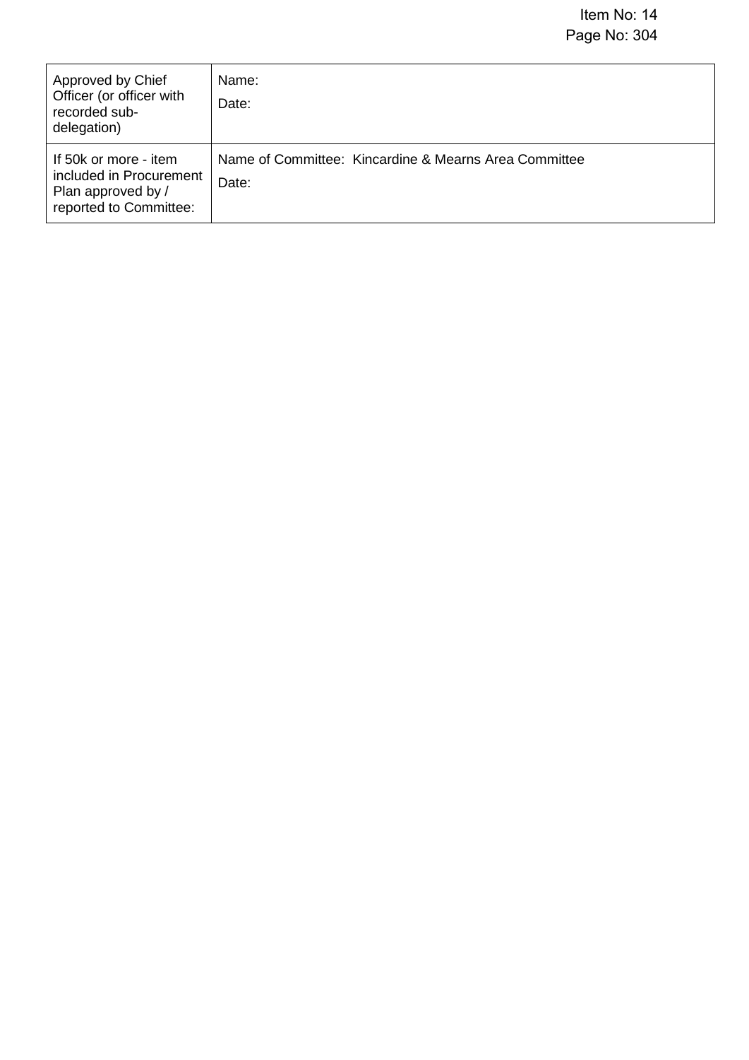| Approved by Chief Officer (or officer with recorded sub-delegation) | Name:<br>Date: |
|---|---|
| If 50k or more - item included in Procurement Plan approved by / reported to Committee: | Name of Committee: Kincardine & Mearns Area Committee<br>Date: |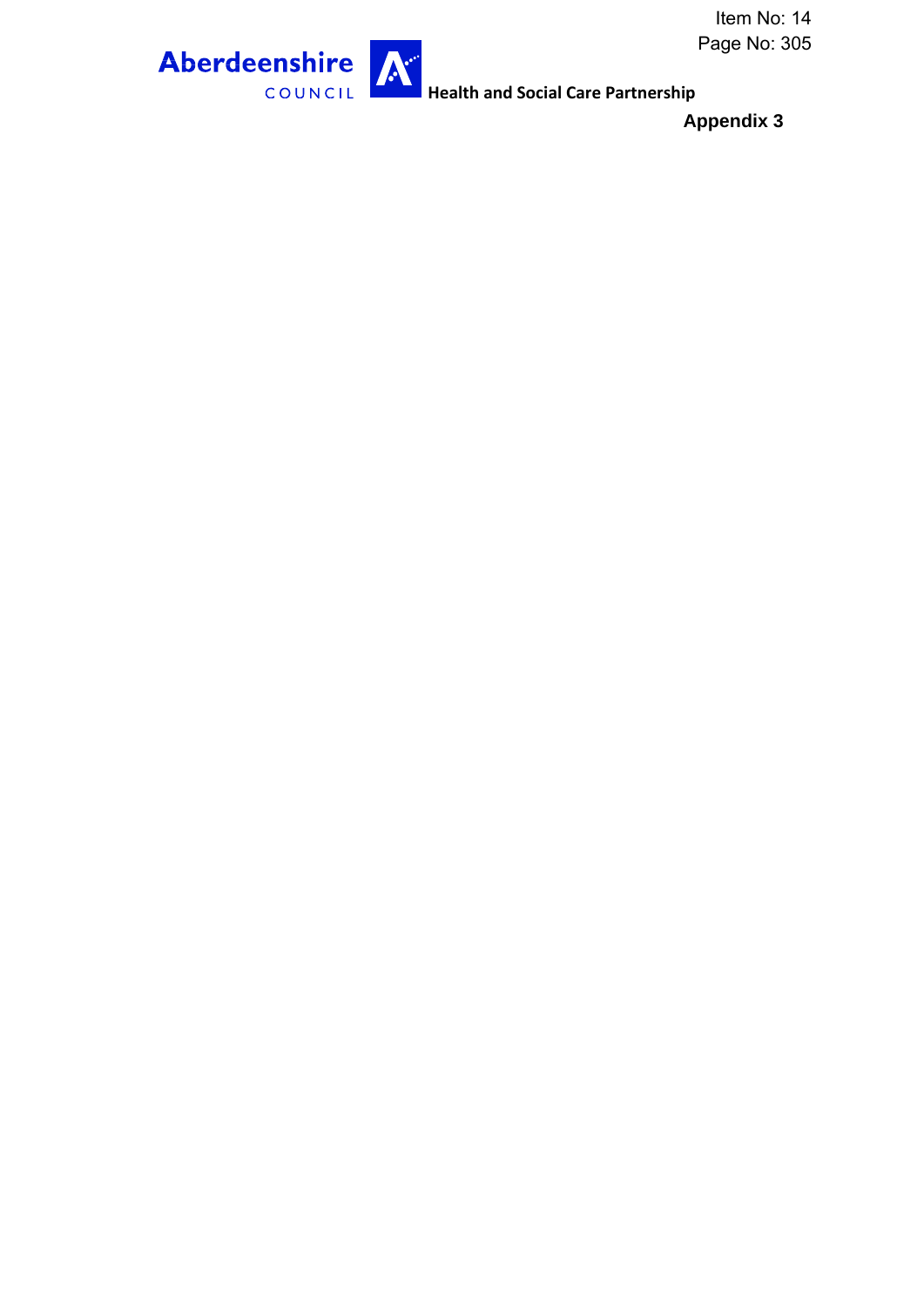Aberdeenshire COUNCIL Health and Social Care Partnership

**Appendix 3**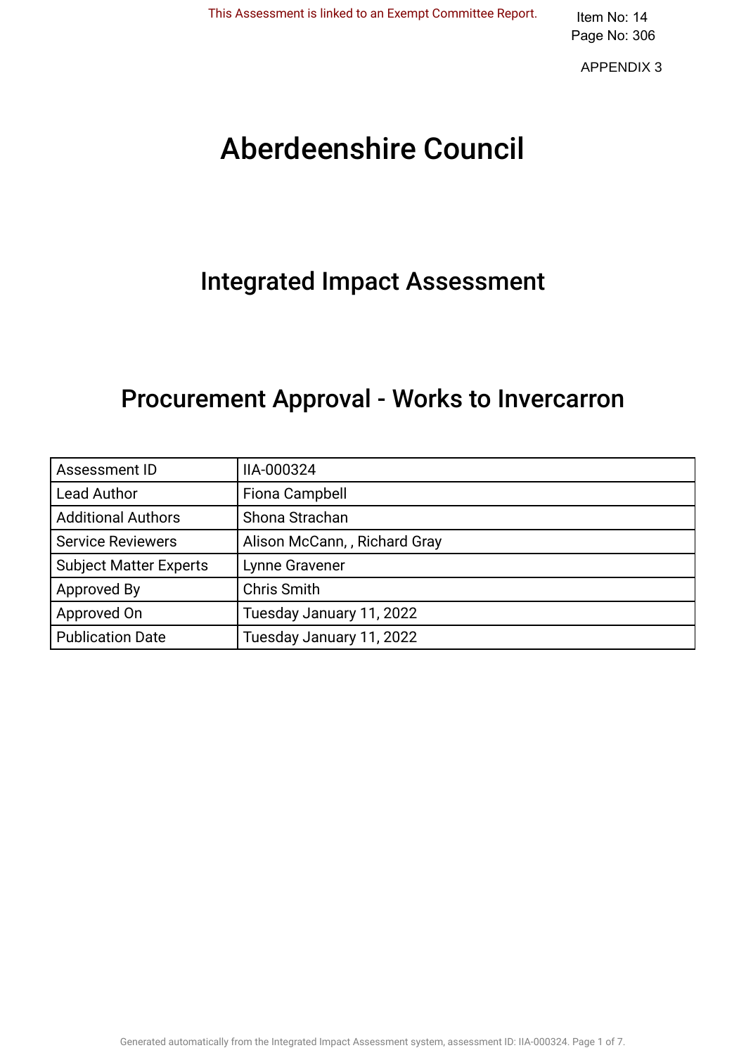This Assessment is linked to an Exempt Committee Report.

Item No: 14
Page No: 306

APPENDIX 3

# Aberdeenshire Council

## Integrated Impact Assessment

## Procurement Approval - Works to Invercarron

| Assessment ID | IIA-000324 |
| --- | --- |
| Lead Author | Fiona Campbell |
| Additional Authors | Shona Strachan |
| Service Reviewers | Alison McCann, , Richard Gray |
| Subject Matter Experts | Lynne Gravener |
| Approved By | Chris Smith |
| Approved On | Tuesday January 11, 2022 |
| Publication Date | Tuesday January 11, 2022 |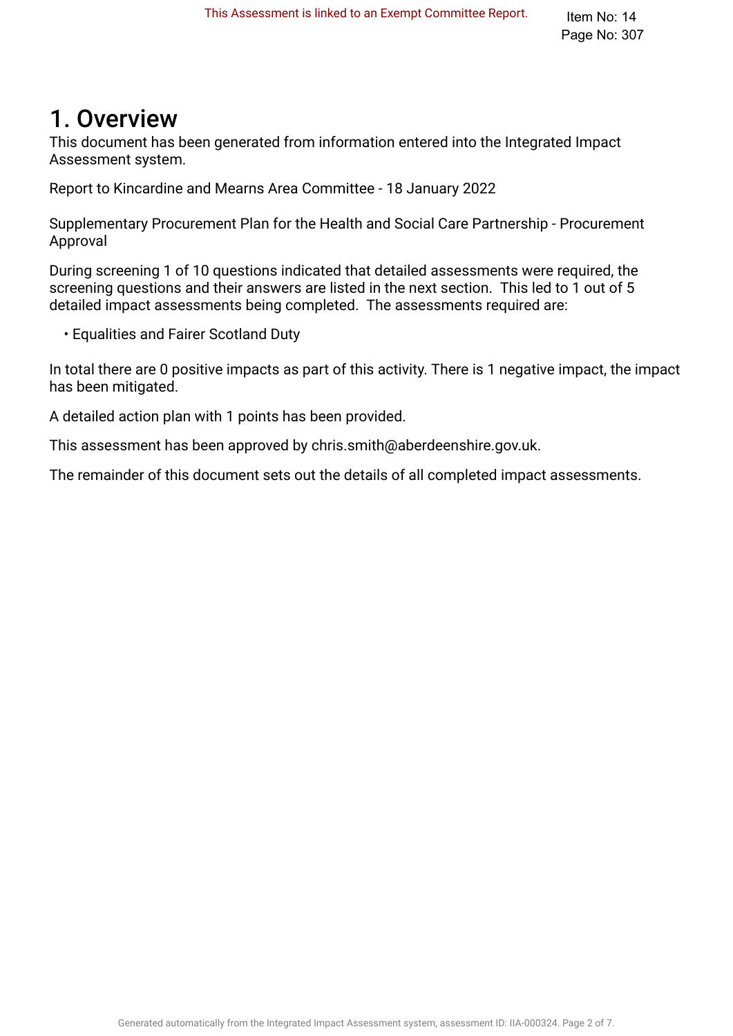This Assessment is linked to an Exempt Committee Report.

# 1. Overview

This document has been generated from information entered into the Integrated Impact Assessment system.

Report to Kincardine and Mearns Area Committee - 18 January 2022

Supplementary Procurement Plan for the Health and Social Care Partnership - Procurement Approval

During screening 1 of 10 questions indicated that detailed assessments were required, the screening questions and their answers are listed in the next section. This led to 1 out of 5 detailed impact assessments being completed. The assessments required are:

- Equalities and Fairer Scotland Duty

In total there are 0 positive impacts as part of this activity. There is 1 negative impact, the impact has been mitigated.

A detailed action plan with 1 points has been provided.

This assessment has been approved by chris.smith@aberdeenshire.gov.uk.

The remainder of this document sets out the details of all completed impact assessments.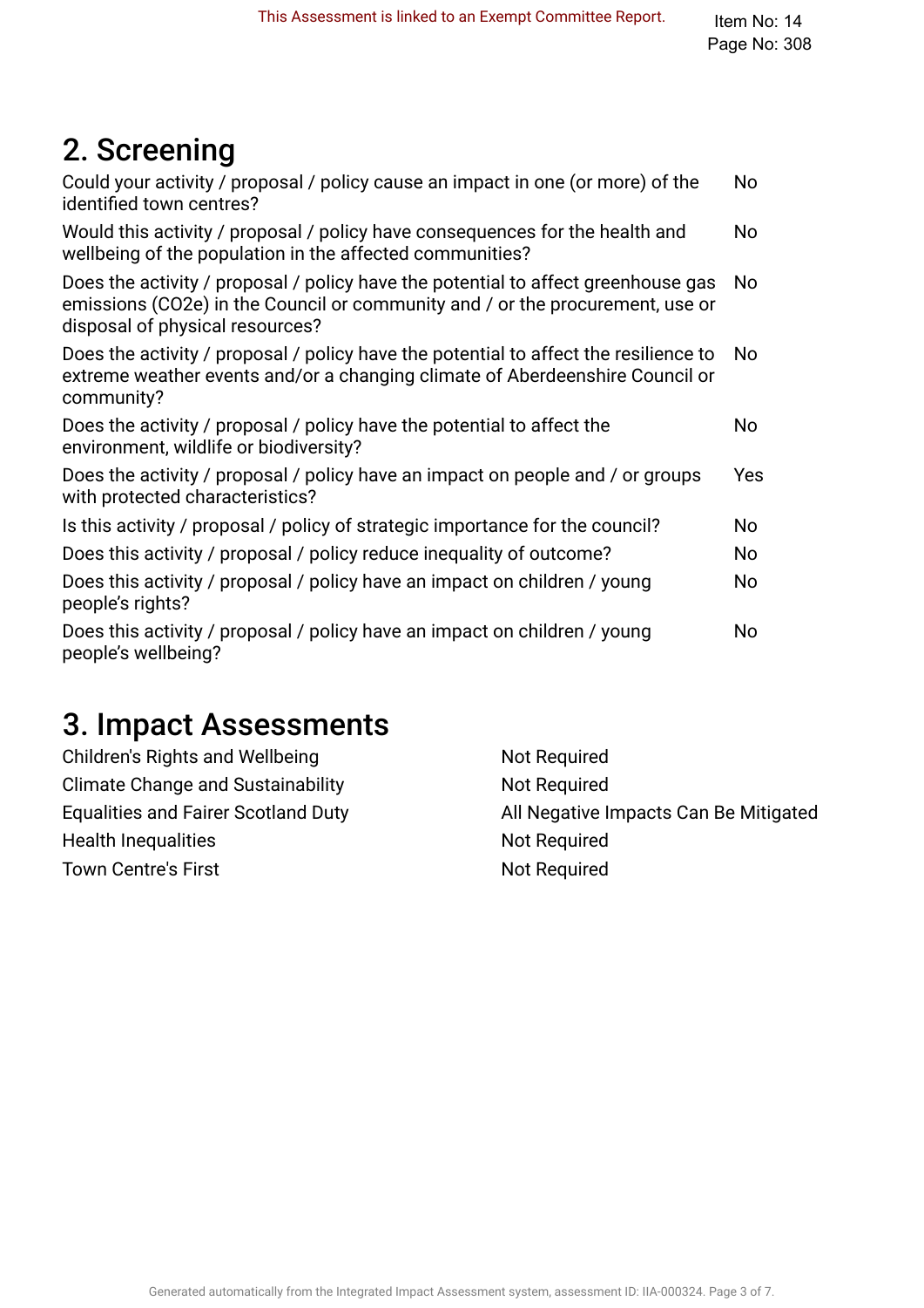This Assessment is linked to an Exempt Committee Report.

Item No: 14
Page No: 308

## 2. Screening

| Question | Answer |
| --- | --- |
| Could your activity / proposal / policy cause an impact in one (or more) of the identified town centres? | No |
| Would this activity / proposal / policy have consequences for the health and wellbeing of the population in the affected communities? | No |
| Does the activity / proposal / policy have the potential to affect greenhouse gas emissions (CO2e) in the Council or community and / or the procurement, use or disposal of physical resources? | No |
| Does the activity / proposal / policy have the potential to affect the resilience to extreme weather events and/or a changing climate of Aberdeenshire Council or community? | No |
| Does the activity / proposal / policy have the potential to affect the environment, wildlife or biodiversity? | No |
| Does the activity / proposal / policy have an impact on people and / or groups with protected characteristics? | Yes |
| Is this activity / proposal / policy of strategic importance for the council? | No |
| Does this activity / proposal / policy reduce inequality of outcome? | No |
| Does this activity / proposal / policy have an impact on children / young people's rights? | No |
| Does this activity / proposal / policy have an impact on children / young people's wellbeing? | No |

## 3. Impact Assessments

| Assessment | Outcome |
| --- | --- |
| Children's Rights and Wellbeing | Not Required |
| Climate Change and Sustainability | Not Required |
| Equalities and Fairer Scotland Duty | All Negative Impacts Can Be Mitigated |
| Health Inequalities | Not Required |
| Town Centre's First | Not Required |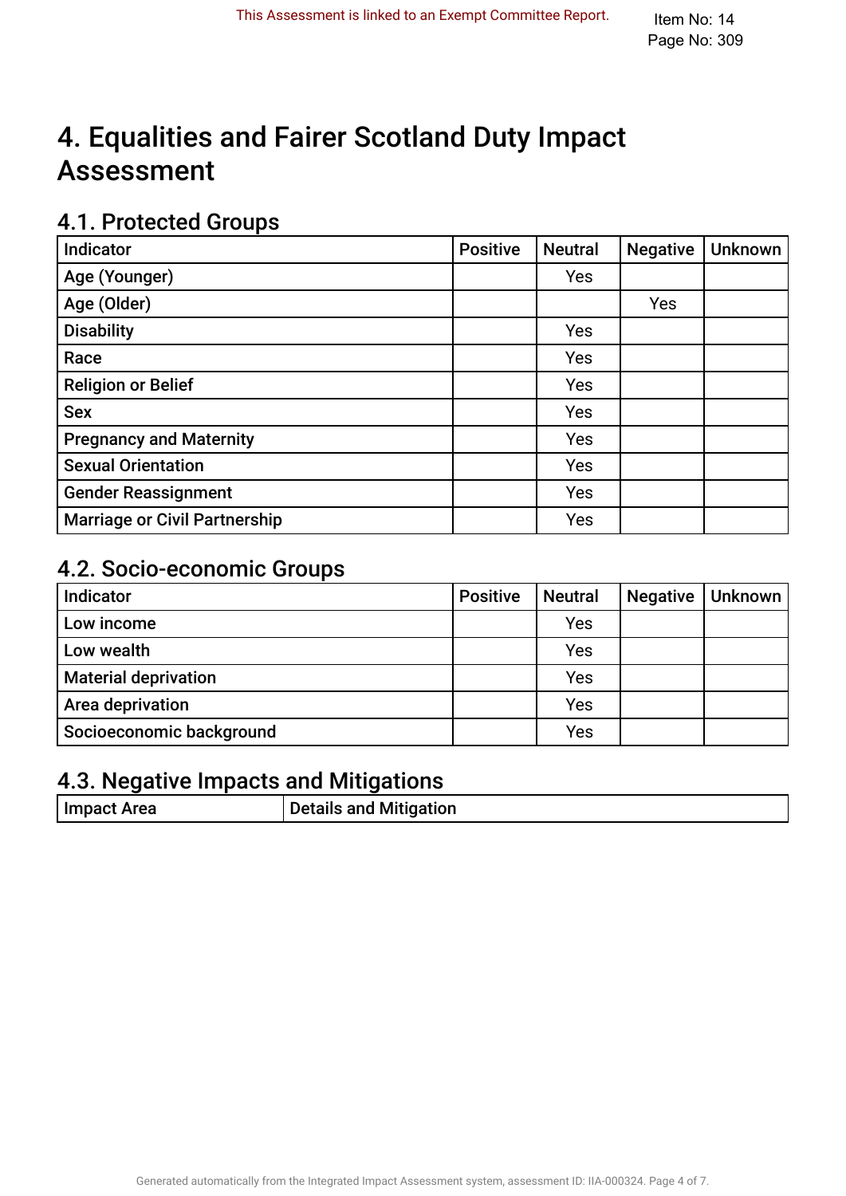This Assessment is linked to an Exempt Committee Report.

Item No: 14
Page No: 309

# 4. Equalities and Fairer Scotland Duty Impact Assessment

## 4.1. Protected Groups

| Indicator | Positive | Neutral | Negative | Unknown |
|---|---|---|---|---|
| Age (Younger) | | Yes | | |
| Age (Older) | | | Yes | |
| Disability | | Yes | | |
| Race | | Yes | | |
| Religion or Belief | | Yes | | |
| Sex | | Yes | | |
| Pregnancy and Maternity | | Yes | | |
| Sexual Orientation | | Yes | | |
| Gender Reassignment | | Yes | | |
| Marriage or Civil Partnership | | Yes | | |

## 4.2. Socio-economic Groups

| Indicator | Positive | Neutral | Negative | Unknown |
|---|---|---|---|---|
| Low income | | Yes | | |
| Low wealth | | Yes | | |
| Material deprivation | | Yes | | |
| Area deprivation | | Yes | | |
| Socioeconomic background | | Yes | | |

## 4.3. Negative Impacts and Mitigations

| Impact Area | Details and Mitigation |
|---|---|

Generated automatically from the Integrated Impact Assessment system, assessment ID: IIA-000324.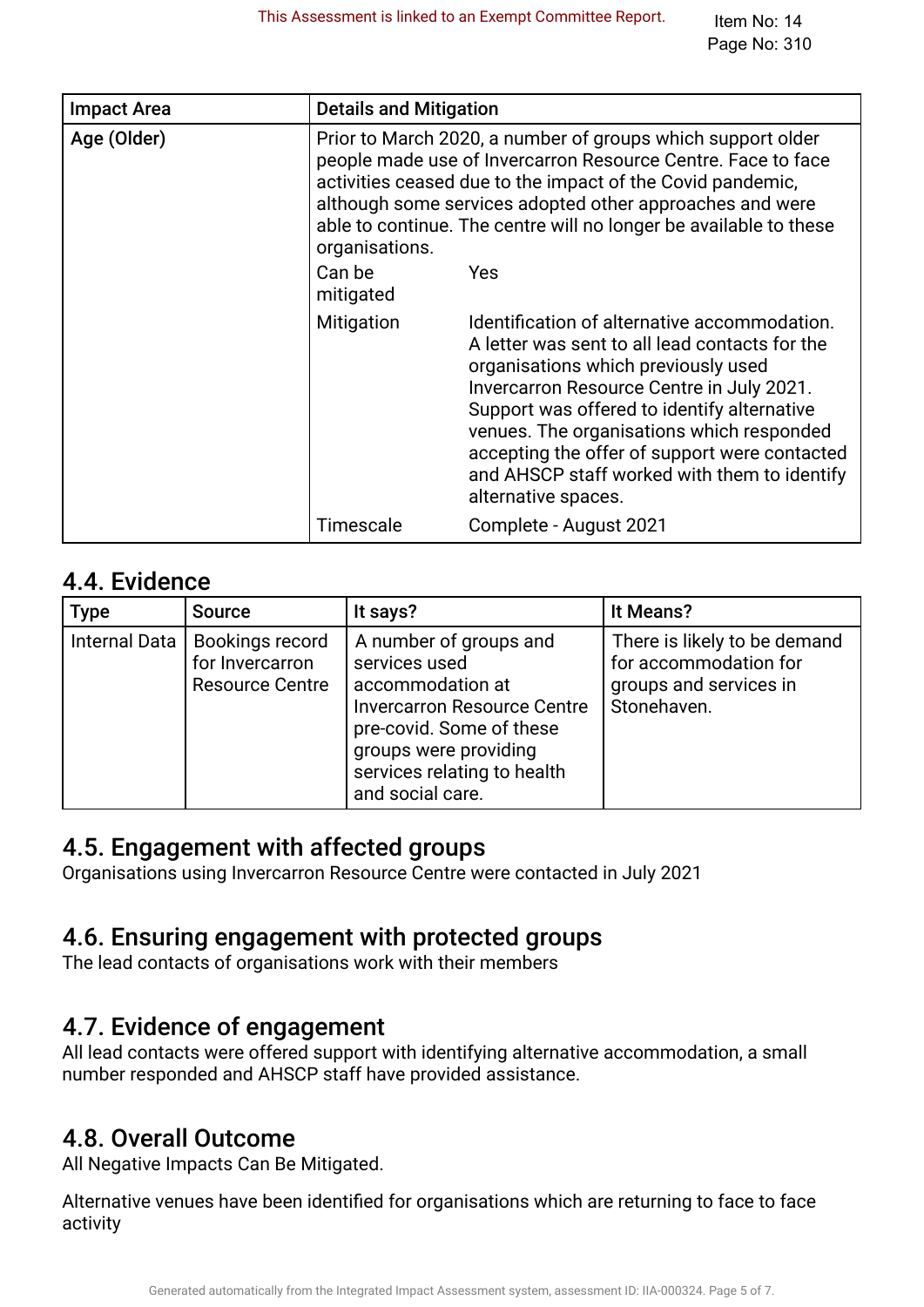| Impact Area | Details and Mitigation | |
|---|---|---|
| Age (Older) | Prior to March 2020, a number of groups which support older people made use of Invercarron Resource Centre. Face to face activities ceased due to the impact of the Covid pandemic, although some services adopted other approaches and were able to continue. The centre will no longer be available to these organisations. | |
| | Can be mitigated | Yes |
| | Mitigation | Identification of alternative accommodation. A letter was sent to all lead contacts for the organisations which previously used Invercarron Resource Centre in July 2021. Support was offered to identify alternative venues. The organisations which responded accepting the offer of support were contacted and AHSCP staff worked with them to identify alternative spaces. |
| | Timescale | Complete - August 2021 |

## 4.4. Evidence

| Type | Source | It says? | It Means? |
|---|---|---|---|
| Internal Data | Bookings record for Invercarron Resource Centre | A number of groups and services used accommodation at Invercarron Resource Centre pre-covid. Some of these groups were providing services relating to health and social care. | There is likely to be demand for accommodation for groups and services in Stonehaven. |

## 4.5. Engagement with affected groups

Organisations using Invercarron Resource Centre were contacted in July 2021

## 4.6. Ensuring engagement with protected groups

The lead contacts of organisations work with their members

## 4.7. Evidence of engagement

All lead contacts were offered support with identifying alternative accommodation, a small number responded and AHSCP staff have provided assistance.

## 4.8. Overall Outcome

All Negative Impacts Can Be Mitigated.

Alternative venues have been identified for organisations which are returning to face to face activity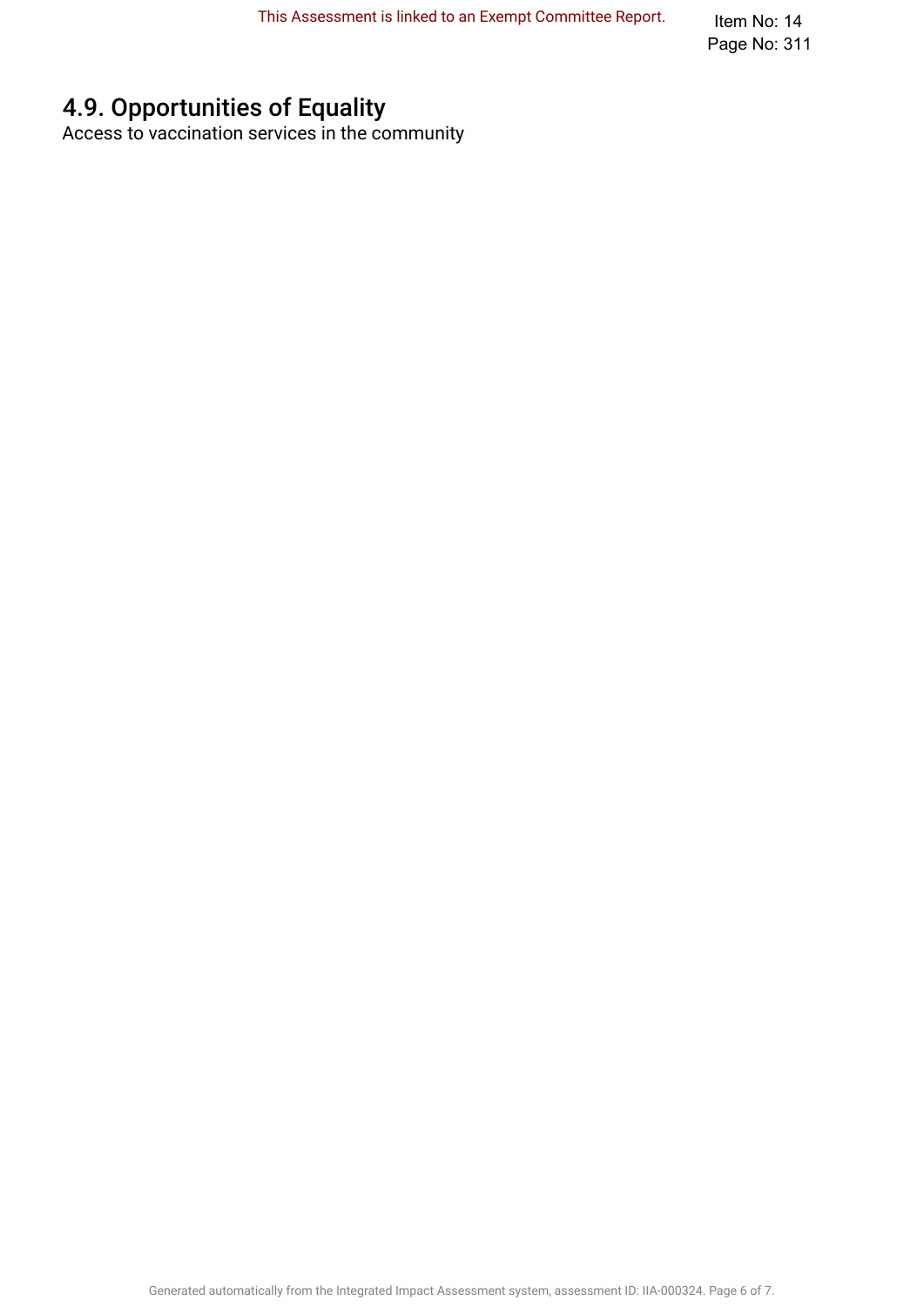## 4.9. Opportunities of Equality

Access to vaccination services in the community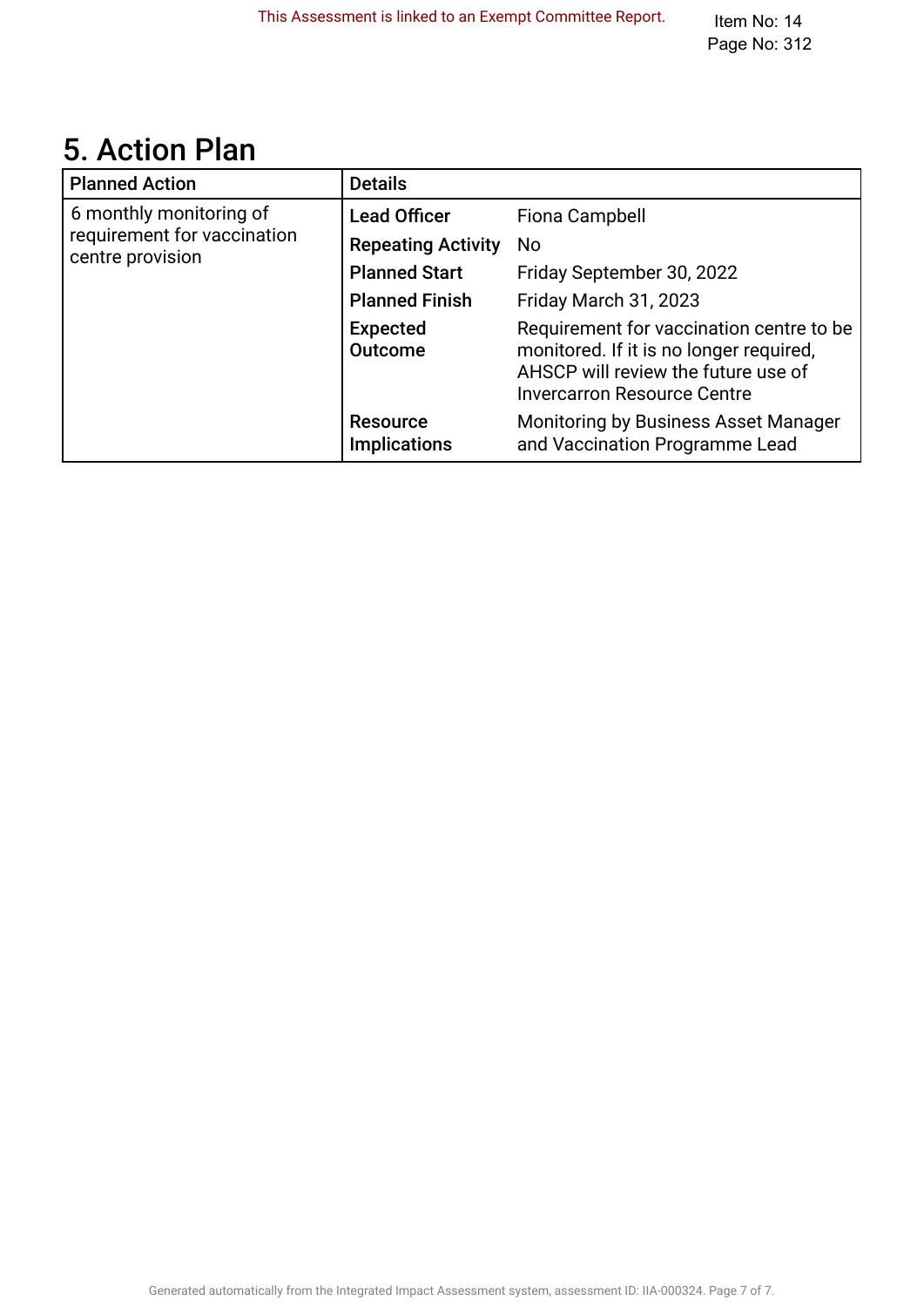# 5. Action Plan

| Planned Action | Details | |
|---|---|---|
| 6 monthly monitoring of requirement for vaccination centre provision | **Lead Officer** | Fiona Campbell |
| | **Repeating Activity** | No |
| | **Planned Start** | Friday September 30, 2022 |
| | **Planned Finish** | Friday March 31, 2023 |
| | **Expected Outcome** | Requirement for vaccination centre to be monitored. If it is no longer required, AHSCP will review the future use of Invercarron Resource Centre |
| | **Resource Implications** | Monitoring by Business Asset Manager and Vaccination Programme Lead |